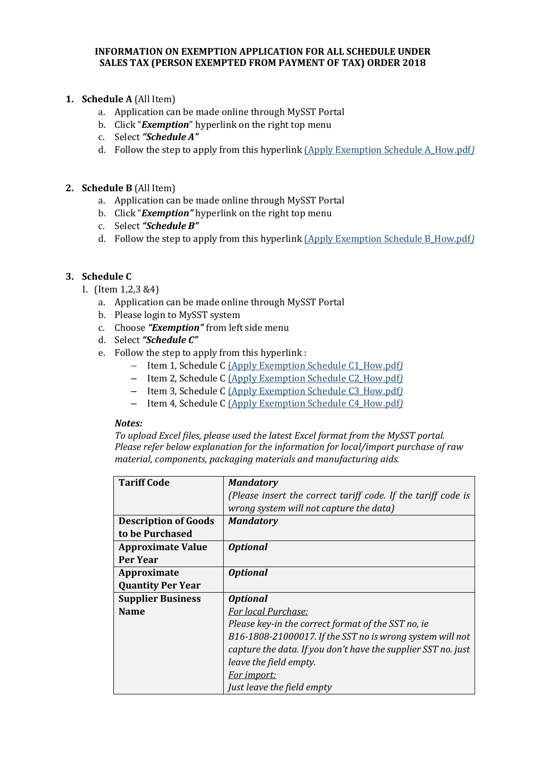# INFORMATION ON EXEMPTION APPLICATION FOR ALL SCHEDULE UNDER SALES TAX (PERSON EXEMPTED FROM PAYMENT OF TAX) ORDER 2018

1. **Schedule A** (All Item)
   a. Application can be made online through MySST Portal
   b. Click "***Exemption***" hyperlink on the right top menu
   c. Select ***"Schedule A"***
   d. Follow the step to apply from this hyperlink (Apply Exemption Schedule A_How.pdf)

2. **Schedule B** (All Item)
   a. Application can be made online through MySST Portal
   b. Click "***Exemption"*** hyperlink on the right top menu
   c. Select ***"Schedule B"***
   d. Follow the step to apply from this hyperlink (Apply Exemption Schedule B_How.pdf)

3. **Schedule C**

   I. (Item 1,2,3 &4)
      a. Application can be made online through MySST Portal
      b. Please login to MySST system
      c. Choose ***"Exemption"*** from left side menu
      d. Select ***"Schedule C"***
      e. Follow the step to apply from this hyperlink :
         - Item 1, Schedule C (Apply Exemption Schedule C1_How.pdf)
         - Item 2, Schedule C (Apply Exemption Schedule C2_How.pdf)
         - Item 3, Schedule C (Apply Exemption Schedule C3_How.pdf)
         - Item 4, Schedule C (Apply Exemption Schedule C4_How.pdf)

      ***Notes:***

      *To upload Excel files, please used the latest Excel format from the MySST portal. Please refer below explanation for the information for local/import purchase of raw material, components, packaging materials and manufacturing aids.*

| **Tariff Code** | ***Mandatory*** *(Please insert the correct tariff code. If the tariff code is wrong system will not capture the data)* |
|---|---|
| **Description of Goods to be Purchased** | ***Mandatory*** |
| **Approximate Value Per Year** | ***Optional*** |
| **Approximate Quantity Per Year** | ***Optional*** |
| **Supplier Business Name** | ***Optional*** <br> *For local Purchase:* <br> *Please key-in the correct format of the SST no, ie B16-1808-21000017. If the SST no is wrong system will not capture the data. If you don't have the supplier SST no. just leave the field empty.* <br> *For import:* <br> *Just leave the field empty* |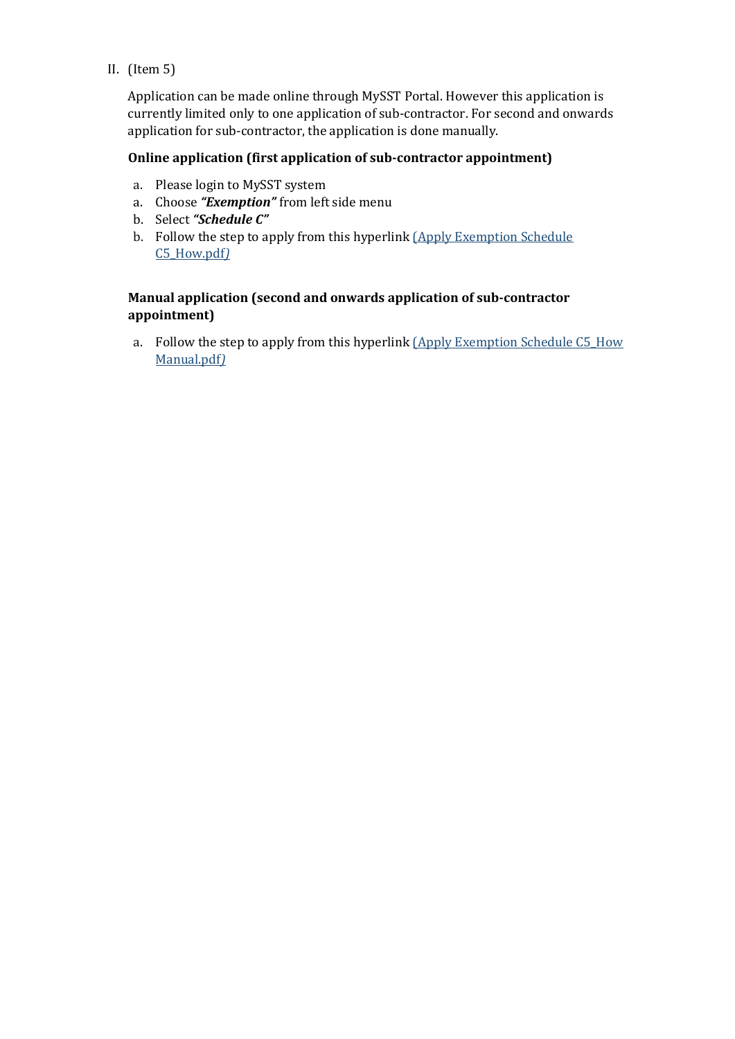II. (Item 5)

Application can be made online through MySST Portal. However this application is currently limited only to one application of sub-contractor. For second and onwards application for sub-contractor, the application is done manually.

**Online application (first application of sub-contractor appointment)**

a. Please login to MySST system
a. Choose ***"Exemption"*** from left side menu
b. Select ***"Schedule C"***
b. Follow the step to apply from this hyperlink (Apply Exemption Schedule C5_How.pdf)

**Manual application (second and onwards application of sub-contractor appointment)**

a. Follow the step to apply from this hyperlink (Apply Exemption Schedule C5_How Manual.pdf)